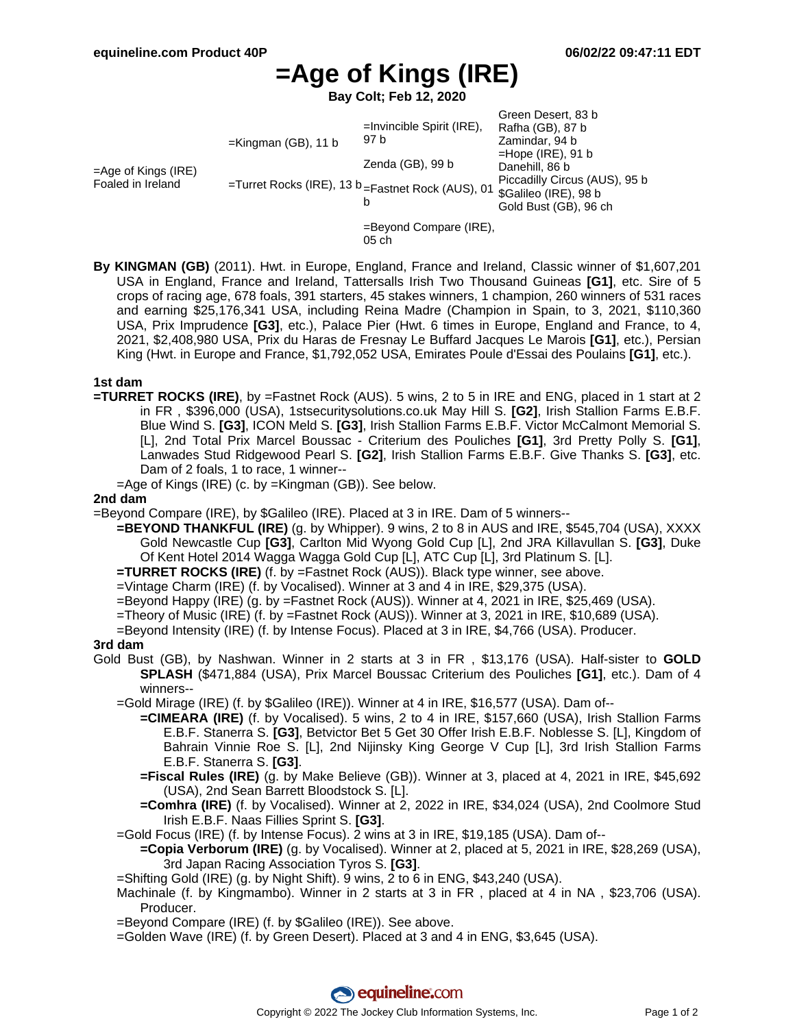# =Age of Kings (IRE)

**Bay Colt; Feb 12, 2020**

| | | | |
|---|---|---|---|
| =Age of Kings (IRE) Foaled in Ireland | =Kingman (GB), 11 b | =Invincible Spirit (IRE), 97 b | Green Desert, 83 b |
| | | | Rafha (GB), 87 b |
| | | Zenda (GB), 99 b | Zamindar, 94 b |
| | | | =Hope (IRE), 91 b |
| | =Turret Rocks (IRE), 13 b | =Fastnet Rock (AUS), 01 b | Danehill, 86 b |
| | | | Piccadilly Circus (AUS), 95 b |
| | | =Beyond Compare (IRE), 05 ch | $Galileo (IRE), 98 b |
| | | | Gold Bust (GB), 96 ch |

**By KINGMAN (GB)** (2011). Hwt. in Europe, England, France and Ireland, Classic winner of $1,607,201 USA in England, France and Ireland, Tattersalls Irish Two Thousand Guineas **[G1]**, etc. Sire of 5 crops of racing age, 678 foals, 391 starters, 45 stakes winners, 1 champion, 260 winners of 531 races and earning $25,176,341 USA, including Reina Madre (Champion in Spain, to 3, 2021, $110,360 USA, Prix Imprudence **[G3]**, etc.), Palace Pier (Hwt. 6 times in Europe, England and France, to 4, 2021, $2,408,980 USA, Prix du Haras de Fresnay Le Buffard Jacques Le Marois **[G1]**, etc.), Persian King (Hwt. in Europe and France, $1,792,052 USA, Emirates Poule d'Essai des Poulains **[G1]**, etc.).

### 1st dam

**=TURRET ROCKS (IRE)**, by =Fastnet Rock (AUS). 5 wins, 2 to 5 in IRE and ENG, placed in 1 start at 2 in FR , $396,000 (USA), 1stsecuritysolutions.co.uk May Hill S. **[G2]**, Irish Stallion Farms E.B.F. Blue Wind S. **[G3]**, ICON Meld S. **[G3]**, Irish Stallion Farms E.B.F. Victor McCalmont Memorial S. [L], 2nd Total Prix Marcel Boussac - Criterium des Pouliches **[G1]**, 3rd Pretty Polly S. **[G1]**, Lanwades Stud Ridgewood Pearl S. **[G2]**, Irish Stallion Farms E.B.F. Give Thanks S. **[G3]**, etc. Dam of 2 foals, 1 to race, 1 winner--

- =Age of Kings (IRE) (c. by =Kingman (GB)). See below.

### 2nd dam

=Beyond Compare (IRE), by $Galileo (IRE). Placed at 3 in IRE. Dam of 5 winners--

- **=BEYOND THANKFUL (IRE)** (g. by Whipper). 9 wins, 2 to 8 in AUS and IRE, $545,704 (USA), XXXX Gold Newcastle Cup **[G3]**, Carlton Mid Wyong Gold Cup [L], 2nd JRA Killavullan S. **[G3]**, Duke Of Kent Hotel 2014 Wagga Wagga Gold Cup [L], ATC Cup [L], 3rd Platinum S. [L].
- **=TURRET ROCKS (IRE)** (f. by =Fastnet Rock (AUS)). Black type winner, see above.
- =Vintage Charm (IRE) (f. by Vocalised). Winner at 3 and 4 in IRE, $29,375 (USA).
- =Beyond Happy (IRE) (g. by =Fastnet Rock (AUS)). Winner at 4, 2021 in IRE, $25,469 (USA).
- =Theory of Music (IRE) (f. by =Fastnet Rock (AUS)). Winner at 3, 2021 in IRE, $10,689 (USA).
- =Beyond Intensity (IRE) (f. by Intense Focus). Placed at 3 in IRE, $4,766 (USA). Producer.

### 3rd dam

Gold Bust (GB), by Nashwan. Winner in 2 starts at 3 in FR , $13,176 (USA). Half-sister to **GOLD SPLASH** ($471,884 (USA), Prix Marcel Boussac Criterium des Pouliches **[G1]**, etc.). Dam of 4 winners--

- =Gold Mirage (IRE) (f. by $Galileo (IRE)). Winner at 4 in IRE, $16,577 (USA). Dam of--
  - **=CIMEARA (IRE)** (f. by Vocalised). 5 wins, 2 to 4 in IRE, $157,660 (USA), Irish Stallion Farms E.B.F. Stanerra S. **[G3]**, Betvictor Bet 5 Get 30 Offer Irish E.B.F. Noblesse S. [L], Kingdom of Bahrain Vinnie Roe S. [L], 2nd Nijinsky King George V Cup [L], 3rd Irish Stallion Farms E.B.F. Stanerra S. **[G3]**.
  - **=Fiscal Rules (IRE)** (g. by Make Believe (GB)). Winner at 3, placed at 4, 2021 in IRE, $45,692 (USA), 2nd Sean Barrett Bloodstock S. [L].
  - **=Comhra (IRE)** (f. by Vocalised). Winner at 2, 2022 in IRE, $34,024 (USA), 2nd Coolmore Stud Irish E.B.F. Naas Fillies Sprint S. **[G3]**.
- =Gold Focus (IRE) (f. by Intense Focus). 2 wins at 3 in IRE, $19,185 (USA). Dam of--
  - **=Copia Verborum (IRE)** (g. by Vocalised). Winner at 2, placed at 5, 2021 in IRE, $28,269 (USA), 3rd Japan Racing Association Tyros S. **[G3]**.
- =Shifting Gold (IRE) (g. by Night Shift). 9 wins, 2 to 6 in ENG, $43,240 (USA).
- Machinale (f. by Kingmambo). Winner in 2 starts at 3 in FR , placed at 4 in NA , $23,706 (USA). Producer.
- =Beyond Compare (IRE) (f. by $Galileo (IRE)). See above.
- =Golden Wave (IRE) (f. by Green Desert). Placed at 3 and 4 in ENG, $3,645 (USA).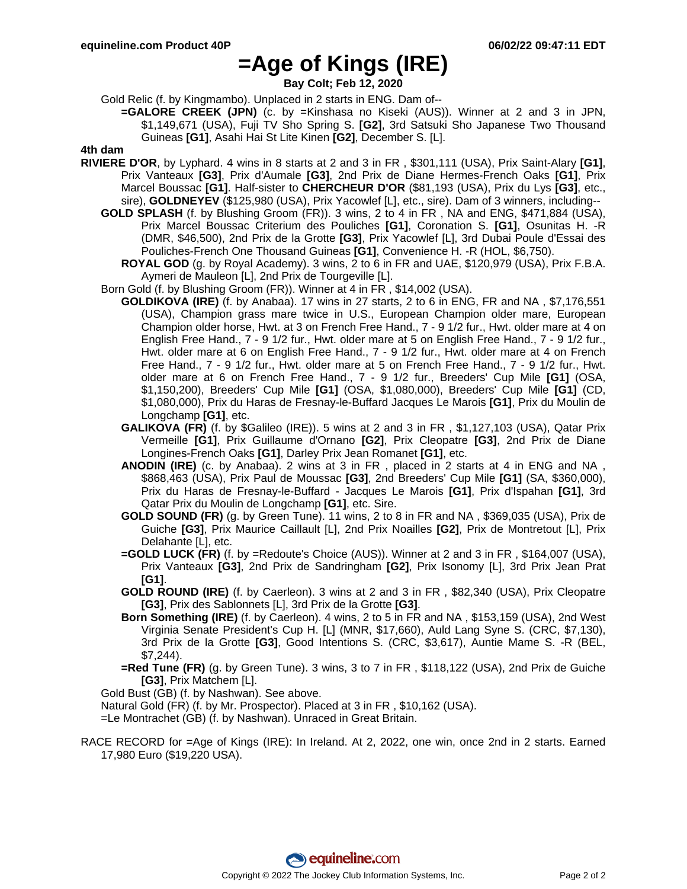# =Age of Kings (IRE)

**Bay Colt; Feb 12, 2020**

Gold Relic (f. by Kingmambo). Unplaced in 2 starts in ENG. Dam of--

**=GALORE CREEK (JPN)** (c. by =Kinshasa no Kiseki (AUS)). Winner at 2 and 3 in JPN, $1,149,671 (USA), Fuji TV Sho Spring S. **[G2]**, 3rd Satsuki Sho Japanese Two Thousand Guineas **[G1]**, Asahi Hai St Lite Kinen **[G2]**, December S. [L].

**4th dam**

**RIVIERE D'OR**, by Lyphard. 4 wins in 8 starts at 2 and 3 in FR , $301,111 (USA), Prix Saint-Alary **[G1]**, Prix Vanteaux **[G3]**, Prix d'Aumale **[G3]**, 2nd Prix de Diane Hermes-French Oaks **[G1]**, Prix Marcel Boussac **[G1]**. Half-sister to **CHERCHEUR D'OR** ($81,193 (USA), Prix du Lys **[G3]**, etc., sire), **GOLDNEYEV** ($125,980 (USA), Prix Yacowlef [L], etc., sire). Dam of 3 winners, including--

**GOLD SPLASH** (f. by Blushing Groom (FR)). 3 wins, 2 to 4 in FR , NA and ENG, $471,884 (USA), Prix Marcel Boussac Criterium des Pouliches **[G1]**, Coronation S. **[G1]**, Osunitas H. -R (DMR, $46,500), 2nd Prix de la Grotte **[G3]**, Prix Yacowlef [L], 3rd Dubai Poule d'Essai des Pouliches-French One Thousand Guineas **[G1]**, Convenience H. -R (HOL, $6,750).

**ROYAL GOD** (g. by Royal Academy). 3 wins, 2 to 6 in FR and UAE, $120,979 (USA), Prix F.B.A. Aymeri de Mauleon [L], 2nd Prix de Tourgeville [L].

Born Gold (f. by Blushing Groom (FR)). Winner at 4 in FR , $14,002 (USA).

**GOLDIKOVA (IRE)** (f. by Anabaa). 17 wins in 27 starts, 2 to 6 in ENG, FR and NA , $7,176,551 (USA), Champion grass mare twice in U.S., European Champion older mare, European Champion older horse, Hwt. at 3 on French Free Hand., 7 - 9 1/2 fur., Hwt. older mare at 4 on English Free Hand., 7 - 9 1/2 fur., Hwt. older mare at 5 on English Free Hand., 7 - 9 1/2 fur., Hwt. older mare at 6 on English Free Hand., 7 - 9 1/2 fur., Hwt. older mare at 4 on French Free Hand., 7 - 9 1/2 fur., Hwt. older mare at 5 on French Free Hand., 7 - 9 1/2 fur., Hwt. older mare at 6 on French Free Hand., 7 - 9 1/2 fur., Breeders' Cup Mile **[G1]** (OSA, $1,150,200), Breeders' Cup Mile **[G1]** (OSA, $1,080,000), Breeders' Cup Mile **[G1]** (CD, $1,080,000), Prix du Haras de Fresnay-le-Buffard Jacques Le Marois **[G1]**, Prix du Moulin de Longchamp **[G1]**, etc.

**GALIKOVA (FR)** (f. by $Galileo (IRE)). 5 wins at 2 and 3 in FR , $1,127,103 (USA), Qatar Prix Vermeille **[G1]**, Prix Guillaume d'Ornano **[G2]**, Prix Cleopatre **[G3]**, 2nd Prix de Diane Longines-French Oaks **[G1]**, Darley Prix Jean Romanet **[G1]**, etc.

**ANODIN (IRE)** (c. by Anabaa). 2 wins at 3 in FR , placed in 2 starts at 4 in ENG and NA , $868,463 (USA), Prix Paul de Moussac **[G3]**, 2nd Breeders' Cup Mile **[G1]** (SA, $360,000), Prix du Haras de Fresnay-le-Buffard - Jacques Le Marois **[G1]**, Prix d'Ispahan **[G1]**, 3rd Qatar Prix du Moulin de Longchamp **[G1]**, etc. Sire.

**GOLD SOUND (FR)** (g. by Green Tune). 11 wins, 2 to 8 in FR and NA , $369,035 (USA), Prix de Guiche **[G3]**, Prix Maurice Caillault [L], 2nd Prix Noailles **[G2]**, Prix de Montretout [L], Prix Delahante [L], etc.

**=GOLD LUCK (FR)** (f. by =Redoute's Choice (AUS)). Winner at 2 and 3 in FR , $164,007 (USA), Prix Vanteaux **[G3]**, 2nd Prix de Sandringham **[G2]**, Prix Isonomy [L], 3rd Prix Jean Prat **[G1]**.

**GOLD ROUND (IRE)** (f. by Caerleon). 3 wins at 2 and 3 in FR , $82,340 (USA), Prix Cleopatre **[G3]**, Prix des Sablonnets [L], 3rd Prix de la Grotte **[G3]**.

**Born Something (IRE)** (f. by Caerleon). 4 wins, 2 to 5 in FR and NA , $153,159 (USA), 2nd West Virginia Senate President's Cup H. [L] (MNR, $17,660), Auld Lang Syne S. (CRC, $7,130), 3rd Prix de la Grotte **[G3]**, Good Intentions S. (CRC, $3,617), Auntie Mame S. -R (BEL, $7,244).

**=Red Tune (FR)** (g. by Green Tune). 3 wins, 3 to 7 in FR , $118,122 (USA), 2nd Prix de Guiche **[G3]**, Prix Matchem [L].

Gold Bust (GB) (f. by Nashwan). See above.

Natural Gold (FR) (f. by Mr. Prospector). Placed at 3 in FR , $10,162 (USA).

=Le Montrachet (GB) (f. by Nashwan). Unraced in Great Britain.

RACE RECORD for =Age of Kings (IRE): In Ireland. At 2, 2022, one win, once 2nd in 2 starts. Earned 17,980 Euro ($19,220 USA).